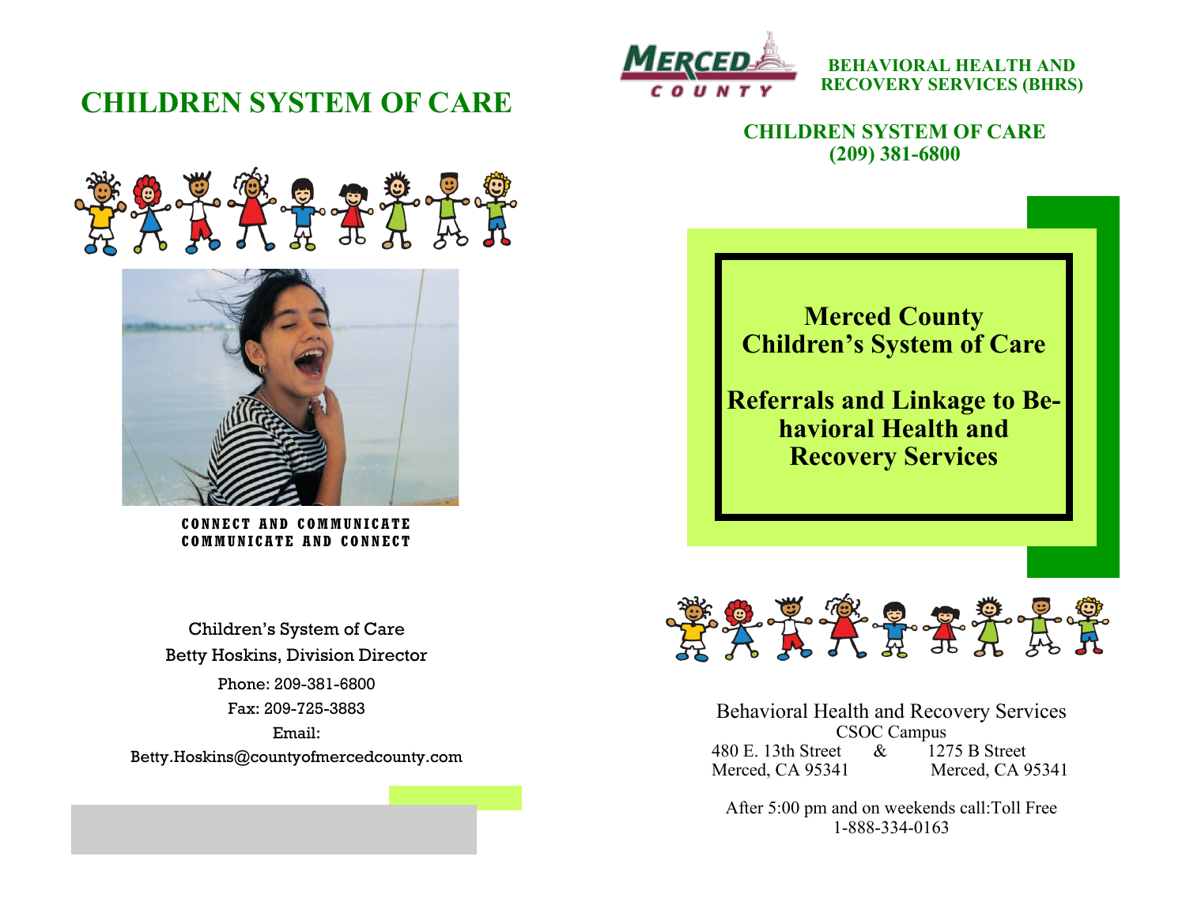# CHILDREN SYSTEM OF CARE

CONNECT AND COMMUNICATE
COMMUNICATE AND CONNECT

Children's System of Care
Betty Hoskins, Division Director
Phone: 209-381-6800
Fax: 209-725-3883
Email:
Betty.Hoskins@countyofmercedcounty.com

MERCED COUNTY

**BEHAVIORAL HEALTH AND RECOVERY SERVICES (BHRS)**

## CHILDREN SYSTEM OF CARE
## (209) 381-6800

# Merced County Children's System of Care

# Referrals and Linkage to Behavioral Health and Recovery Services

Behavioral Health and Recovery Services
CSOC Campus

480 E. 13th Street & 1275 B Street
Merced, CA 95341 Merced, CA 95341

After 5:00 pm and on weekends call: Toll Free
1-888-334-0163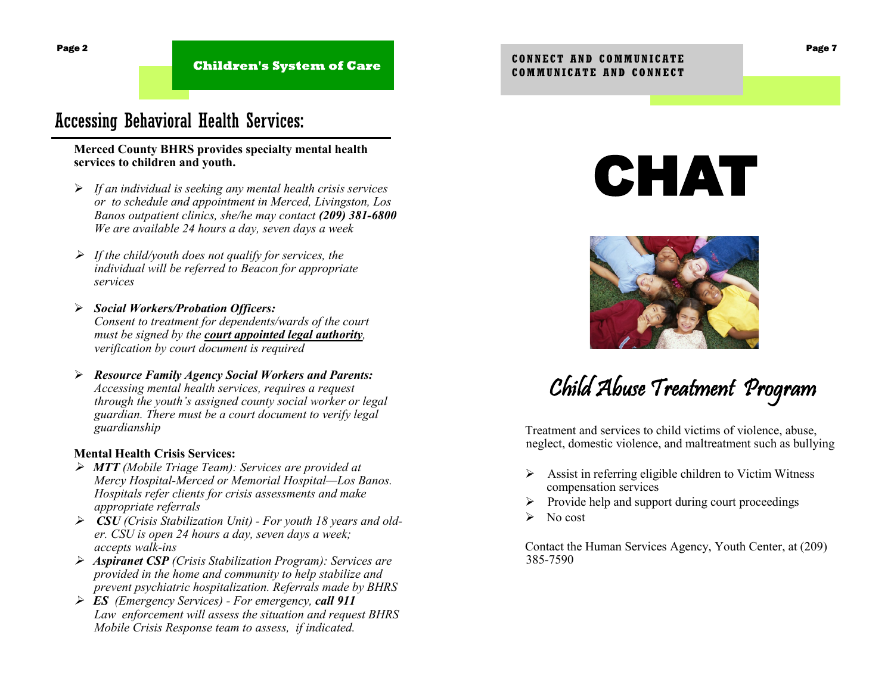Children's System of Care

# Accessing Behavioral Health Services:

**Merced County BHRS provides specialty mental health services to children and youth.**

- *If an individual is seeking any mental health crisis services or to schedule and appointment in Merced, Livingston, Los Banos outpatient clinics, she/he may contact **(209) 381-6800** We are available 24 hours a day, seven days a week*
- *If the child/youth does not qualify for services, the individual will be referred to Beacon for appropriate services*
- ***Social Workers/Probation Officers:*** *Consent to treatment for dependents/wards of the court must be signed by the **court appointed legal authority**, verification by court document is required*
- ***Resource Family Agency Social Workers and Parents:*** *Accessing mental health services, requires a request through the youth's assigned county social worker or legal guardian. There must be a court document to verify legal guardianship*

**Mental Health Crisis Services:**

- ***MTT*** *(Mobile Triage Team): Services are provided at Mercy Hospital-Merced or Memorial Hospital—Los Banos. Hospitals refer clients for crisis assessments and make appropriate referrals*
- ***CSU*** *(Crisis Stabilization Unit) - For youth 18 years and older. CSU is open 24 hours a day, seven days a week; accepts walk-ins*
- ***Aspiranet CSP*** *(Crisis Stabilization Program): Services are provided in the home and community to help stabilize and prevent psychiatric hospitalization. Referrals made by BHRS*
- ***ES*** *(Emergency Services) - For emergency, **call 911** Law enforcement will assess the situation and request BHRS Mobile Crisis Response team to assess, if indicated.*

CONNECT AND COMMUNICATE
COMMUNICATE AND CONNECT

# CHAT

## Child Abuse Treatment Program

Treatment and services to child victims of violence, abuse, neglect, domestic violence, and maltreatment such as bullying

- Assist in referring eligible children to Victim Witness compensation services
- Provide help and support during court proceedings
- No cost

Contact the Human Services Agency, Youth Center, at (209) 385-7590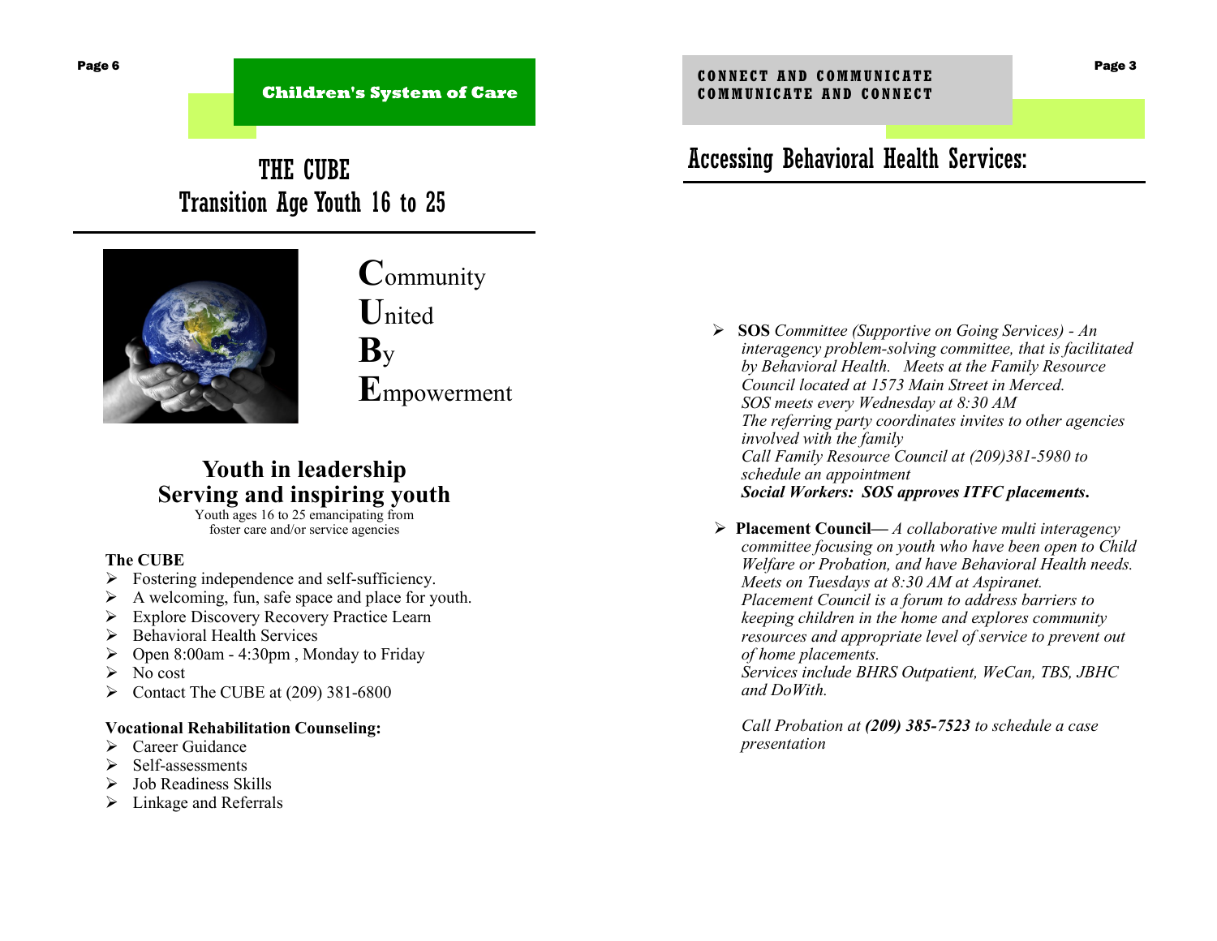**Children's System of Care**

# THE CUBE
## Transition Age Youth 16 to 25

**C**ommunity
**U**nited
**B**y
**E**mpowerment

### Youth in leadership
### Serving and inspiring youth

Youth ages 16 to 25 emancipating from foster care and/or service agencies

**The CUBE**

- Fostering independence and self-sufficiency.
- A welcoming, fun, safe space and place for youth.
- Explore Discovery Recovery Practice Learn
- Behavioral Health Services
- Open 8:00am - 4:30pm , Monday to Friday
- No cost
- Contact The CUBE at (209) 381-6800

**Vocational Rehabilitation Counseling:**

- Career Guidance
- Self-assessments
- Job Readiness Skills
- Linkage and Referrals

**CONNECT AND COMMUNICATE**
**COMMUNICATE AND CONNECT**

# Accessing Behavioral Health Services:

- **SOS** *Committee (Supportive on Going Services) - An interagency problem-solving committee, that is facilitated by Behavioral Health. Meets at the Family Resource Council located at 1573 Main Street in Merced.*
  *SOS meets every Wednesday at 8:30 AM*
  *The referring party coordinates invites to other agencies involved with the family*
  *Call Family Resource Council at (209)381-5980 to schedule an appointment*
  ***Social Workers: SOS approves ITFC placements.***

- **Placement Council—** *A collaborative multi interagency committee focusing on youth who have been open to Child Welfare or Probation, and have Behavioral Health needs. Meets on Tuesdays at 8:30 AM at Aspiranet.*
  *Placement Council is a forum to address barriers to keeping children in the home and explores community resources and appropriate level of service to prevent out of home placements.*
  *Services include BHRS Outpatient, WeCan, TBS, JBHC and DoWith.*

  *Call Probation at **(209) 385-7523** to schedule a case presentation*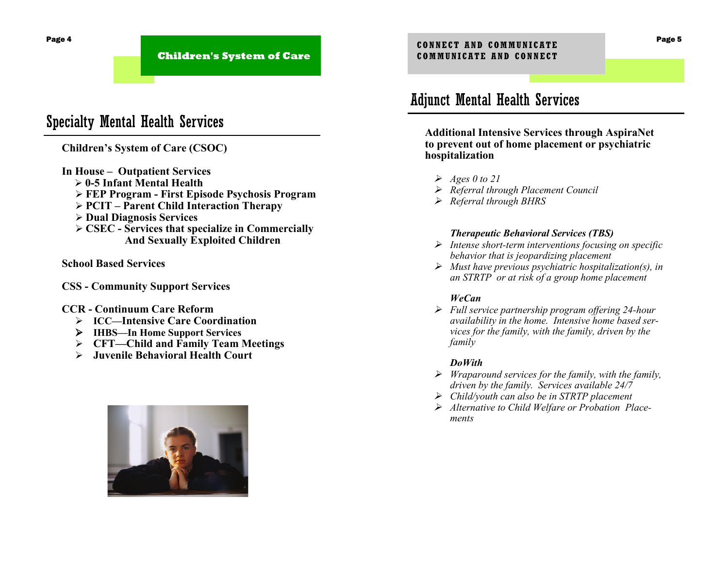**Children's System of Care**

# Specialty Mental Health Services

**Children's System of Care (CSOC)**

**In House – Outpatient Services**

- **0-5 Infant Mental Health**
- **FEP Program - First Episode Psychosis Program**
- **PCIT – Parent Child Interaction Therapy**
- **Dual Diagnosis Services**
- **CSEC - Services that specialize in Commercially And Sexually Exploited Children**

**School Based Services**

**CSS - Community Support Services**

**CCR - Continuum Care Reform**

- **ICC—Intensive Care Coordination**
- **IHBS—In Home Support Services**
- **CFT—Child and Family Team Meetings**
- **Juvenile Behavioral Health Court**

**CONNECT AND COMMUNICATE COMMUNICATE AND CONNECT**

# Adjunct Mental Health Services

**Additional Intensive Services through AspiraNet to prevent out of home placement or psychiatric hospitalization**

- *Ages 0 to 21*
- *Referral through Placement Council*
- *Referral through BHRS*

***Therapeutic Behavioral Services (TBS)***

- *Intense short-term interventions focusing on specific behavior that is jeopardizing placement*
- *Must have previous psychiatric hospitalization(s), in an STRTP or at risk of a group home placement*

***WeCan***

- *Full service partnership program offering 24-hour availability in the home. Intensive home based services for the family, with the family, driven by the family*

***DoWith***

- *Wraparound services for the family, with the family, driven by the family. Services available 24/7*
- *Child/youth can also be in STRTP placement*
- *Alternative to Child Welfare or Probation Placements*